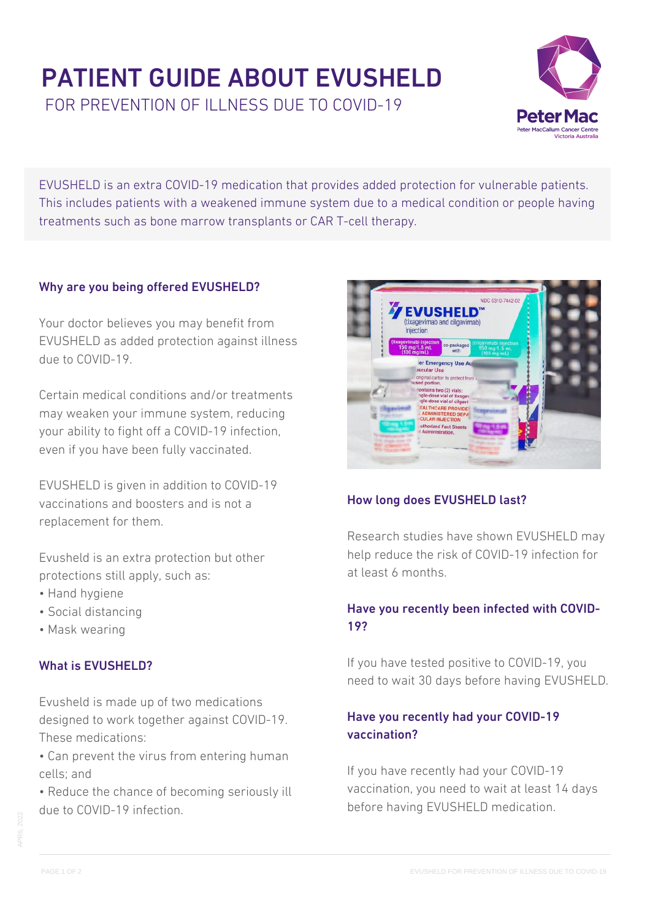# PATIENT GUIDE ABOUT EVUSHELD

FOR PREVENTION OF ILLNESS DUE TO COVID-19

EVUSHELD is an extra COVID-19 medication that provides added protection for vulnerable patients. This includes patients with a weakened immune system due to a medical condition or people having treatments such as bone marrow transplants or CAR T-cell therapy.

### Why are you being offered EVUSHELD?

Your doctor believes you may benefit from EVUSHELD as added protection against illness due to COVID-19.

Certain medical conditions and/or treatments may weaken your immune system, reducing your ability to fight off a COVID-19 infection, even if you have been fully vaccinated.

EVUSHELD is given in addition to COVID-19 vaccinations and boosters and is not a replacement for them.

Evusheld is an extra protection but other protections still apply, such as:

- Hand hygiene
- Social distancing
- Mask wearing

### What is EVUSHELD?

Evusheld is made up of two medications designed to work together against COVID-19. These medications:

- Can prevent the virus from entering human cells; and
- Reduce the chance of becoming seriously ill due to COVID-19 infection.

### How long does EVUSHELD last?

Research studies have shown EVUSHELD may help reduce the risk of COVID-19 infection for at least 6 months.

### Have you recently been infected with COVID-19?

If you have tested positive to COVID-19, you need to wait 30 days before having EVUSHELD.

### Have you recently had your COVID-19 vaccination?

If you have recently had your COVID-19 vaccination, you need to wait at least 14 days before having EVUSHELD medication.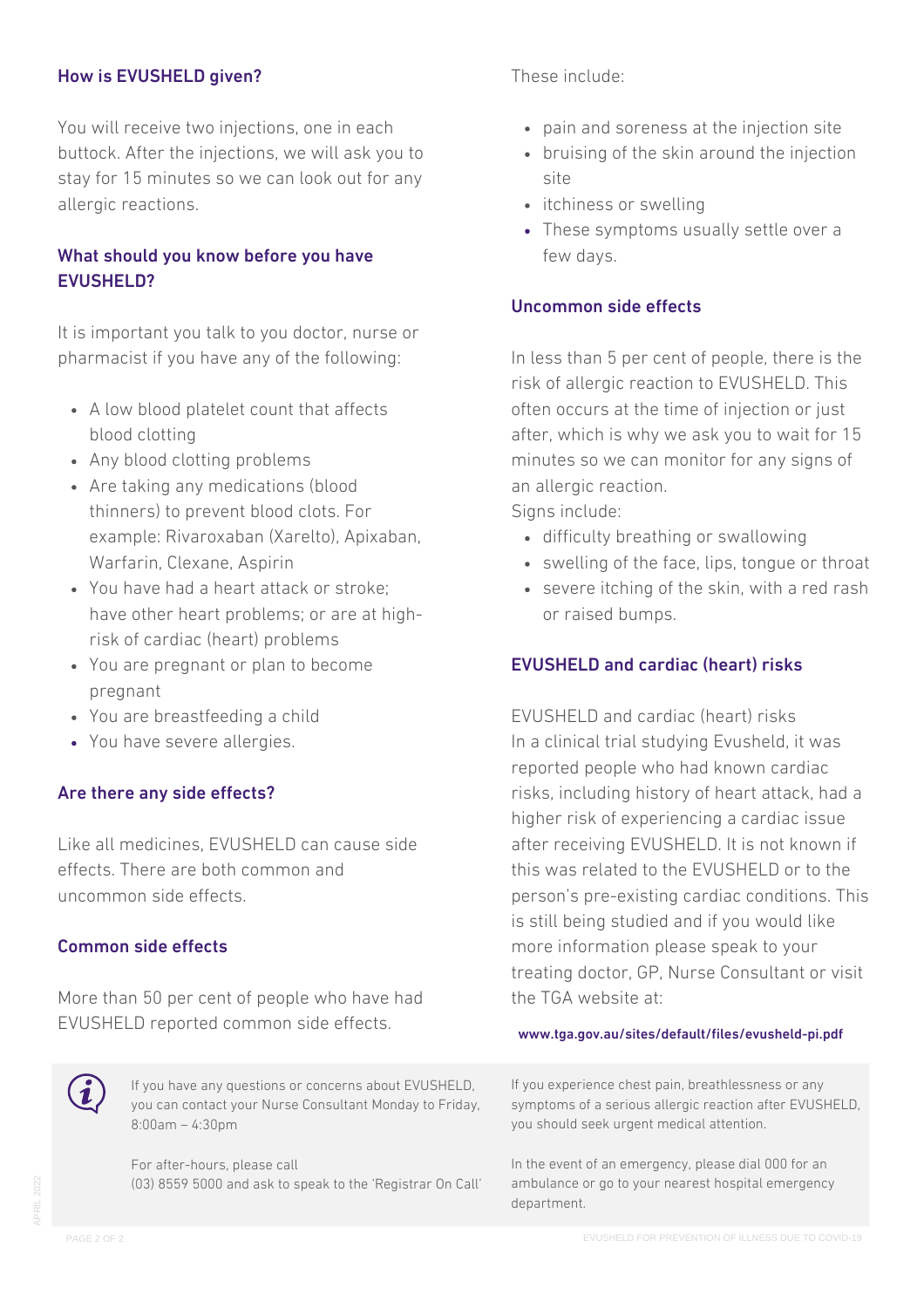## How is EVUSHELD given?

You will receive two injections, one in each buttock. After the injections, we will ask you to stay for 15 minutes so we can look out for any allergic reactions.

## What should you know before you have EVUSHELD?

It is important you talk to you doctor, nurse or pharmacist if you have any of the following:

- A low blood platelet count that affects blood clotting
- Any blood clotting problems
- Are taking any medications (blood thinners) to prevent blood clots. For example: Rivaroxaban (Xarelto), Apixaban, Warfarin, Clexane, Aspirin
- You have had a heart attack or stroke; have other heart problems; or are at high-risk of cardiac (heart) problems
- You are pregnant or plan to become pregnant
- You are breastfeeding a child
- You have severe allergies.

## Are there any side effects?

Like all medicines, EVUSHELD can cause side effects. There are both common and uncommon side effects.

## Common side effects

More than 50 per cent of people who have had EVUSHELD reported common side effects.

These include:

- pain and soreness at the injection site
- bruising of the skin around the injection site
- itchiness or swelling
- These symptoms usually settle over a few days.

## Uncommon side effects

In less than 5 per cent of people, there is the risk of allergic reaction to EVUSHELD. This often occurs at the time of injection or just after, which is why we ask you to wait for 15 minutes so we can monitor for any signs of an allergic reaction.

Signs include:

- difficulty breathing or swallowing
- swelling of the face, lips, tongue or throat
- severe itching of the skin, with a red rash or raised bumps.

## EVUSHELD and cardiac (heart) risks

EVUSHELD and cardiac (heart) risks

In a clinical trial studying Evusheld, it was reported people who had known cardiac risks, including history of heart attack, had a higher risk of experiencing a cardiac issue after receiving EVUSHELD. It is not known if this was related to the EVUSHELD or to the person's pre-existing cardiac conditions. This is still being studied and if you would like more information please speak to your treating doctor, GP, Nurse Consultant or visit the TGA website at:

**www.tga.gov.au/sites/default/files/evusheld-pi.pdf**

If you have any questions or concerns about EVUSHELD, you can contact your Nurse Consultant Monday to Friday, 8:00am – 4:30pm

For after-hours, please call (03) 8559 5000 and ask to speak to the 'Registrar On Call'

If you experience chest pain, breathlessness or any symptoms of a serious allergic reaction after EVUSHELD, you should seek urgent medical attention.

In the event of an emergency, please dial 000 for an ambulance or go to your nearest hospital emergency department.